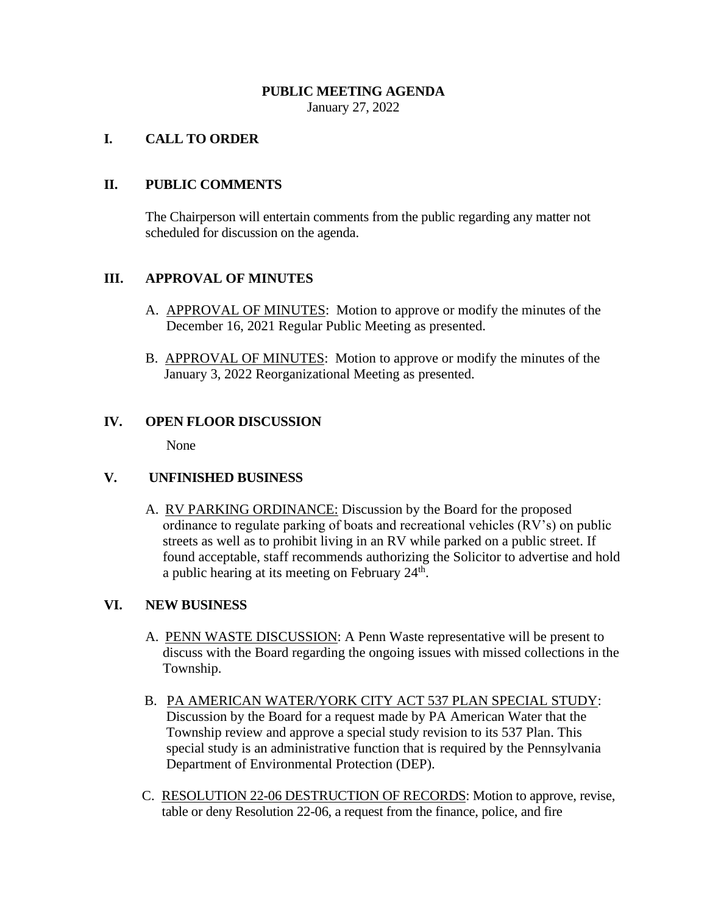# PUBLIC MEETING AGENDA

January 27, 2022

## I. CALL TO ORDER

## II. PUBLIC COMMENTS

The Chairperson will entertain comments from the public regarding any matter not scheduled for discussion on the agenda.

## III. APPROVAL OF MINUTES

A. APPROVAL OF MINUTES: Motion to approve or modify the minutes of the December 16, 2021 Regular Public Meeting as presented.

B. APPROVAL OF MINUTES: Motion to approve or modify the minutes of the January 3, 2022 Reorganizational Meeting as presented.

## IV. OPEN FLOOR DISCUSSION

None

## V. UNFINISHED BUSINESS

A. RV PARKING ORDINANCE: Discussion by the Board for the proposed ordinance to regulate parking of boats and recreational vehicles (RV's) on public streets as well as to prohibit living in an RV while parked on a public street. If found acceptable, staff recommends authorizing the Solicitor to advertise and hold a public hearing at its meeting on February 24th.

## VI. NEW BUSINESS

A. PENN WASTE DISCUSSION: A Penn Waste representative will be present to discuss with the Board regarding the ongoing issues with missed collections in the Township.

B. PA AMERICAN WATER/YORK CITY ACT 537 PLAN SPECIAL STUDY: Discussion by the Board for a request made by PA American Water that the Township review and approve a special study revision to its 537 Plan. This special study is an administrative function that is required by the Pennsylvania Department of Environmental Protection (DEP).

C. RESOLUTION 22-06 DESTRUCTION OF RECORDS: Motion to approve, revise, table or deny Resolution 22-06, a request from the finance, police, and fire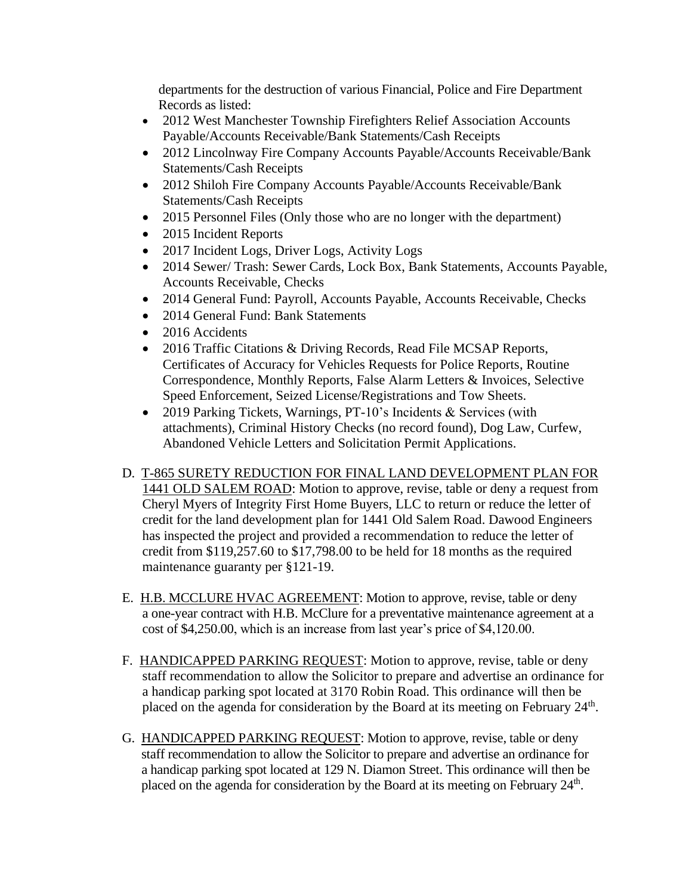departments for the destruction of various Financial, Police and Fire Department Records as listed:

- 2012 West Manchester Township Firefighters Relief Association Accounts Payable/Accounts Receivable/Bank Statements/Cash Receipts
- 2012 Lincolnway Fire Company Accounts Payable/Accounts Receivable/Bank Statements/Cash Receipts
- 2012 Shiloh Fire Company Accounts Payable/Accounts Receivable/Bank Statements/Cash Receipts
- 2015 Personnel Files (Only those who are no longer with the department)
- 2015 Incident Reports
- 2017 Incident Logs, Driver Logs, Activity Logs
- 2014 Sewer/ Trash: Sewer Cards, Lock Box, Bank Statements, Accounts Payable, Accounts Receivable, Checks
- 2014 General Fund: Payroll, Accounts Payable, Accounts Receivable, Checks
- 2014 General Fund: Bank Statements
- 2016 Accidents
- 2016 Traffic Citations & Driving Records, Read File MCSAP Reports, Certificates of Accuracy for Vehicles Requests for Police Reports, Routine Correspondence, Monthly Reports, False Alarm Letters & Invoices, Selective Speed Enforcement, Seized License/Registrations and Tow Sheets.
- 2019 Parking Tickets, Warnings, PT-10's Incidents & Services (with attachments), Criminal History Checks (no record found), Dog Law, Curfew, Abandoned Vehicle Letters and Solicitation Permit Applications.

D. T-865 SURETY REDUCTION FOR FINAL LAND DEVELOPMENT PLAN FOR 1441 OLD SALEM ROAD: Motion to approve, revise, table or deny a request from Cheryl Myers of Integrity First Home Buyers, LLC to return or reduce the letter of credit for the land development plan for 1441 Old Salem Road. Dawood Engineers has inspected the project and provided a recommendation to reduce the letter of credit from $119,257.60 to $17,798.00 to be held for 18 months as the required maintenance guaranty per §121-19.

E. H.B. MCCLURE HVAC AGREEMENT: Motion to approve, revise, table or deny a one-year contract with H.B. McClure for a preventative maintenance agreement at a cost of $4,250.00, which is an increase from last year's price of $4,120.00.

F. HANDICAPPED PARKING REQUEST: Motion to approve, revise, table or deny staff recommendation to allow the Solicitor to prepare and advertise an ordinance for a handicap parking spot located at 3170 Robin Road. This ordinance will then be placed on the agenda for consideration by the Board at its meeting on February 24th.

G. HANDICAPPED PARKING REQUEST: Motion to approve, revise, table or deny staff recommendation to allow the Solicitor to prepare and advertise an ordinance for a handicap parking spot located at 129 N. Diamon Street. This ordinance will then be placed on the agenda for consideration by the Board at its meeting on February 24th.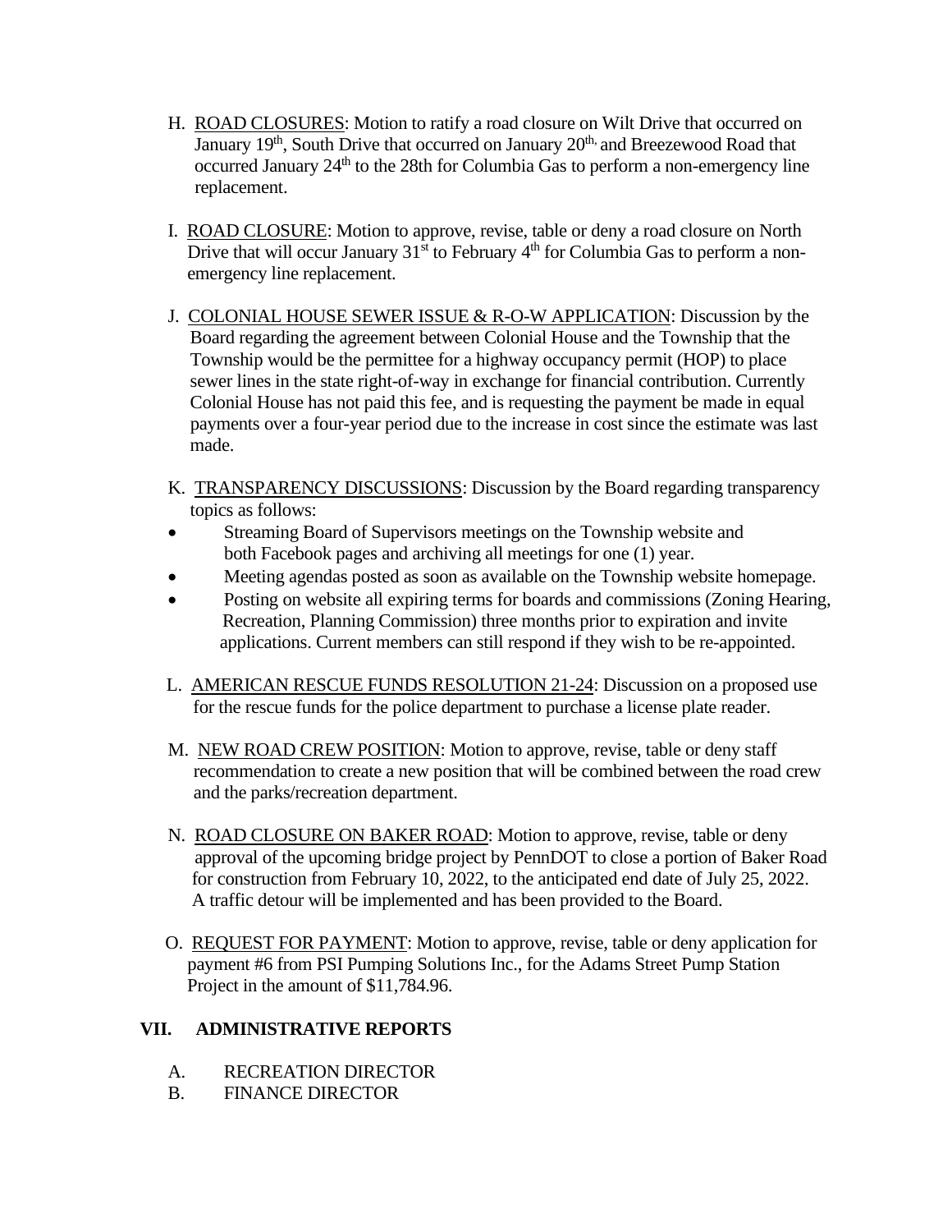H. ROAD CLOSURES: Motion to ratify a road closure on Wilt Drive that occurred on January 19th, South Drive that occurred on January 20th, and Breezewood Road that occurred January 24th to the 28th for Columbia Gas to perform a non-emergency line replacement.

I. ROAD CLOSURE: Motion to approve, revise, table or deny a road closure on North Drive that will occur January 31st to February 4th for Columbia Gas to perform a non-emergency line replacement.

J. COLONIAL HOUSE SEWER ISSUE & R-O-W APPLICATION: Discussion by the Board regarding the agreement between Colonial House and the Township that the Township would be the permittee for a highway occupancy permit (HOP) to place sewer lines in the state right-of-way in exchange for financial contribution. Currently Colonial House has not paid this fee, and is requesting the payment be made in equal payments over a four-year period due to the increase in cost since the estimate was last made.

K. TRANSPARENCY DISCUSSIONS: Discussion by the Board regarding transparency topics as follows:

- Streaming Board of Supervisors meetings on the Township website and both Facebook pages and archiving all meetings for one (1) year.
- Meeting agendas posted as soon as available on the Township website homepage.
- Posting on website all expiring terms for boards and commissions (Zoning Hearing, Recreation, Planning Commission) three months prior to expiration and invite applications. Current members can still respond if they wish to be re-appointed.

L. AMERICAN RESCUE FUNDS RESOLUTION 21-24: Discussion on a proposed use for the rescue funds for the police department to purchase a license plate reader.

M. NEW ROAD CREW POSITION: Motion to approve, revise, table or deny staff recommendation to create a new position that will be combined between the road crew and the parks/recreation department.

N. ROAD CLOSURE ON BAKER ROAD: Motion to approve, revise, table or deny approval of the upcoming bridge project by PennDOT to close a portion of Baker Road for construction from February 10, 2022, to the anticipated end date of July 25, 2022. A traffic detour will be implemented and has been provided to the Board.

O. REQUEST FOR PAYMENT: Motion to approve, revise, table or deny application for payment #6 from PSI Pumping Solutions Inc., for the Adams Street Pump Station Project in the amount of $11,784.96.

## VII. ADMINISTRATIVE REPORTS

A. RECREATION DIRECTOR

B. FINANCE DIRECTOR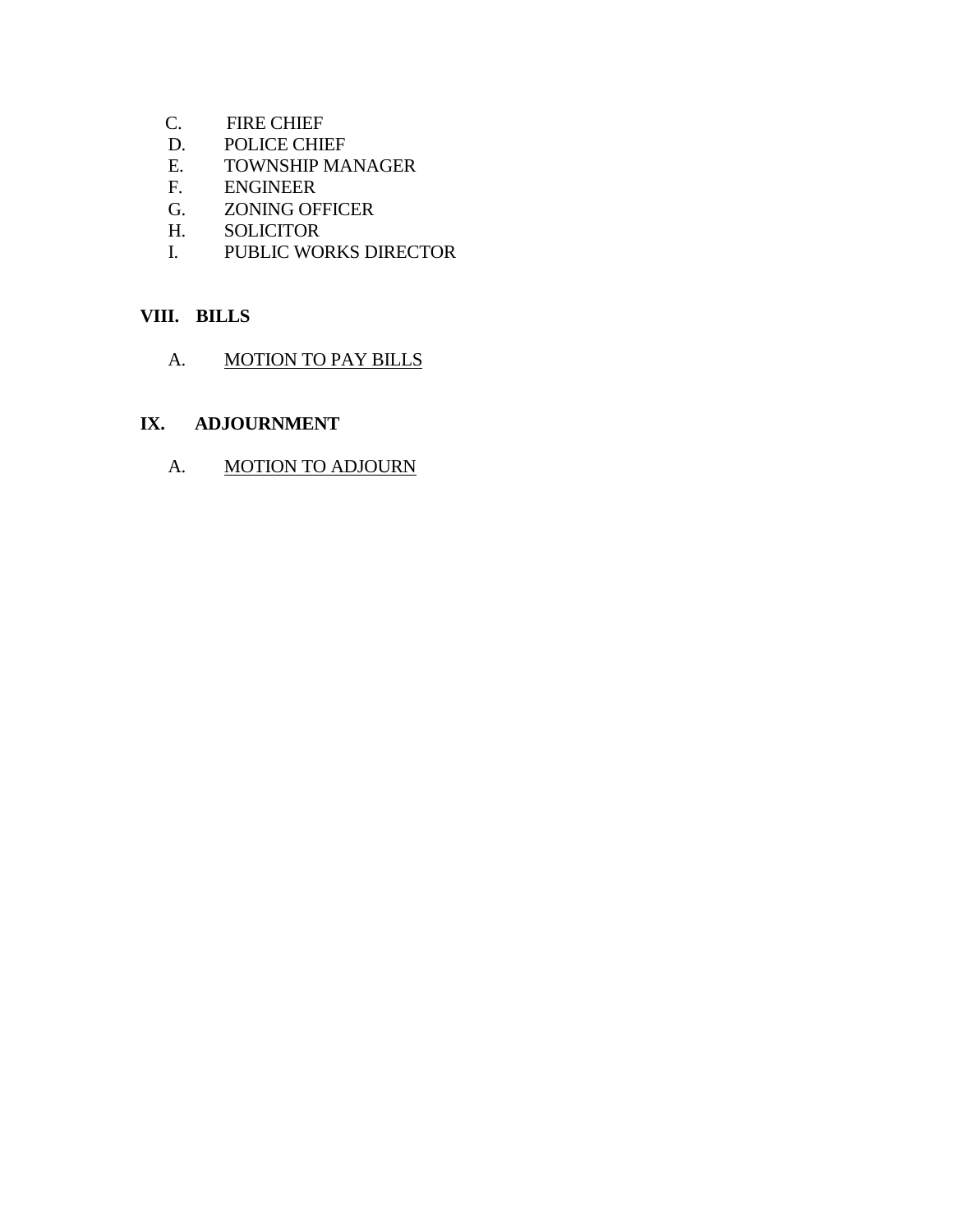C. FIRE CHIEF
D. POLICE CHIEF
E. TOWNSHIP MANAGER
F. ENGINEER
G. ZONING OFFICER
H. SOLICITOR
I. PUBLIC WORKS DIRECTOR

**VIII. BILLS**

A. <u>MOTION TO PAY BILLS</u>

**IX. ADJOURNMENT**

A. <u>MOTION TO ADJOURN</u>